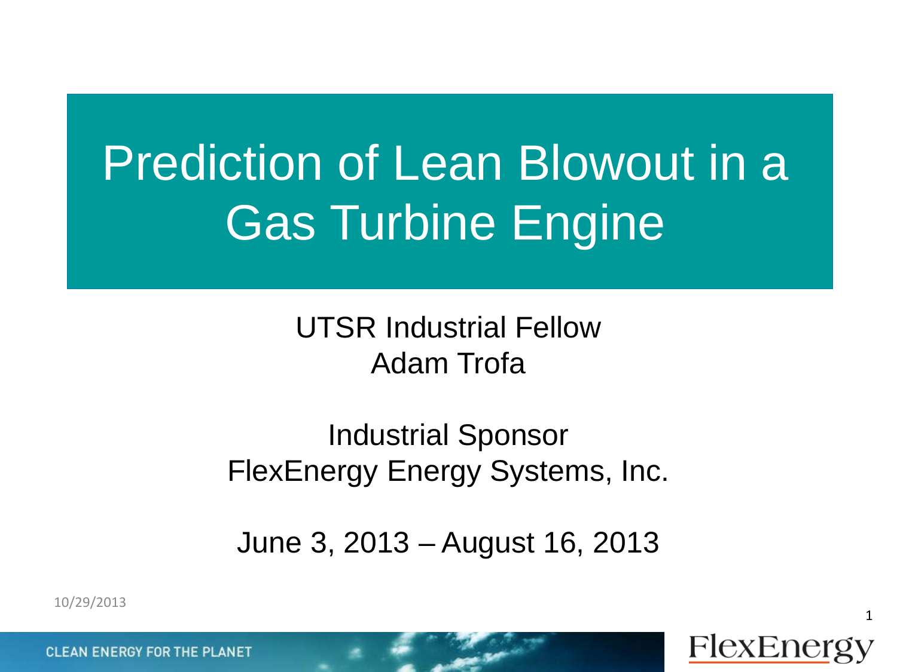# Prediction of Lean Blowout in a Gas Turbine Engine

UTSR Industrial Fellow
Adam Trofa

Industrial Sponsor
FlexEnergy Energy Systems, Inc.

June 3, 2013 – August 16, 2013

10/29/2013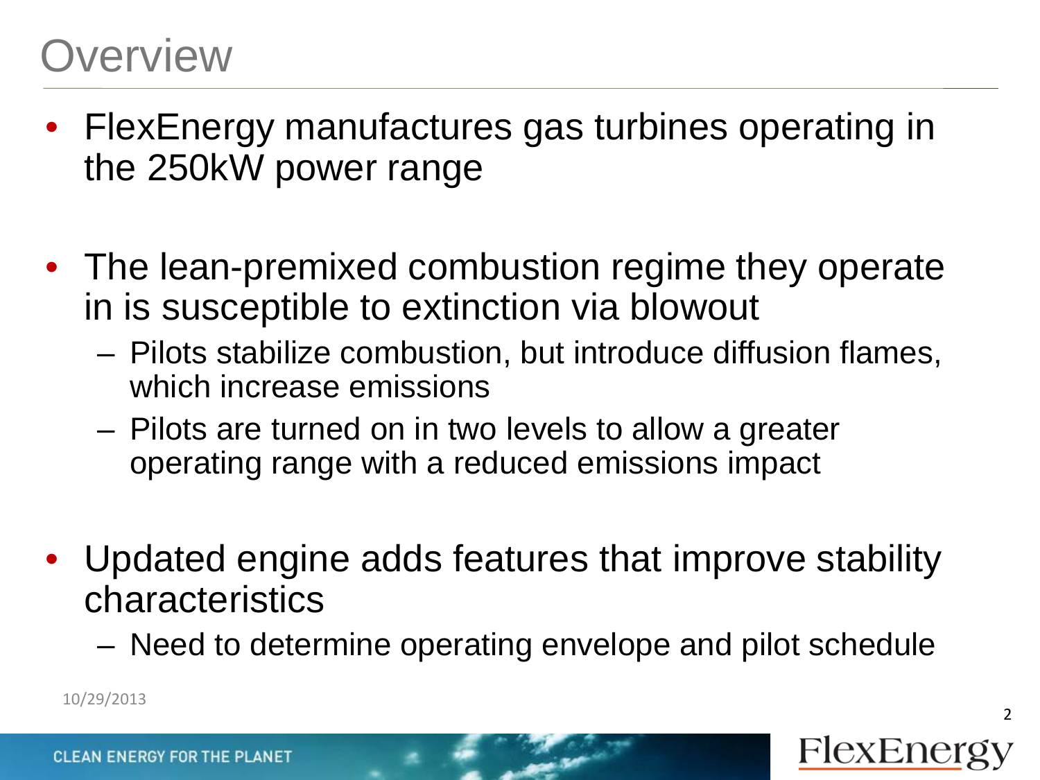# Overview

- FlexEnergy manufactures gas turbines operating in the 250kW power range
- The lean-premixed combustion regime they operate in is susceptible to extinction via blowout
  - Pilots stabilize combustion, but introduce diffusion flames, which increase emissions
  - Pilots are turned on in two levels to allow a greater operating range with a reduced emissions impact
- Updated engine adds features that improve stability characteristics
  - Need to determine operating envelope and pilot schedule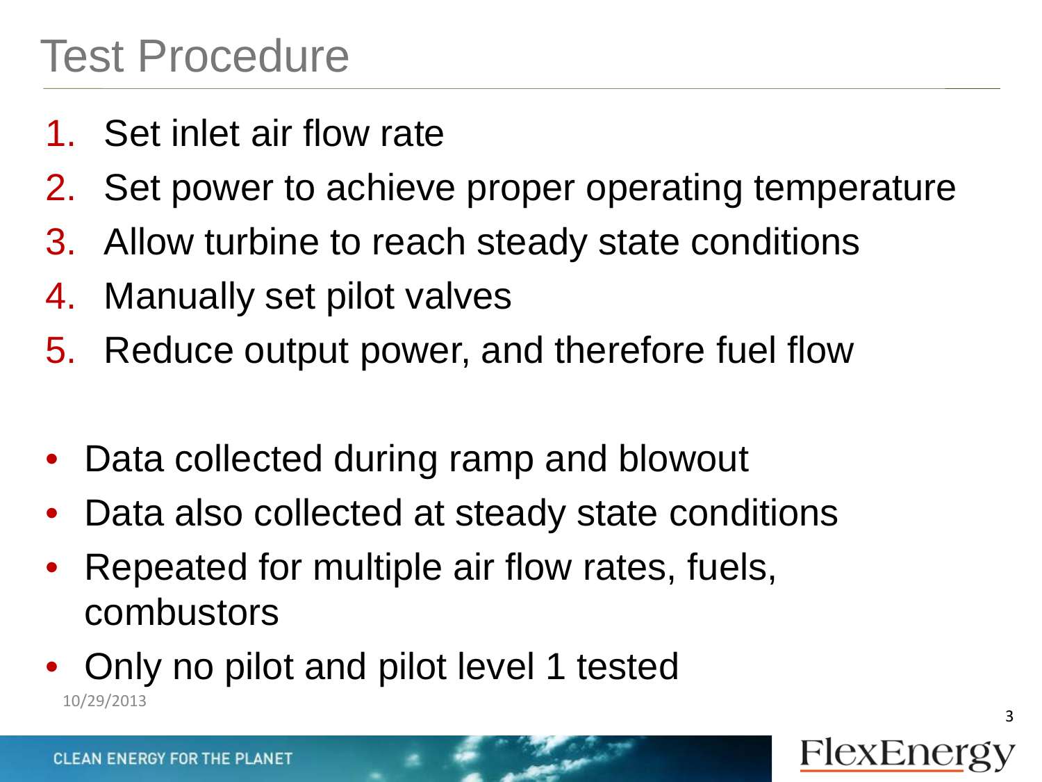# Test Procedure

1. Set inlet air flow rate
2. Set power to achieve proper operating temperature
3. Allow turbine to reach steady state conditions
4. Manually set pilot valves
5. Reduce output power, and therefore fuel flow

- Data collected during ramp and blowout
- Data also collected at steady state conditions
- Repeated for multiple air flow rates, fuels, combustors
- Only no pilot and pilot level 1 tested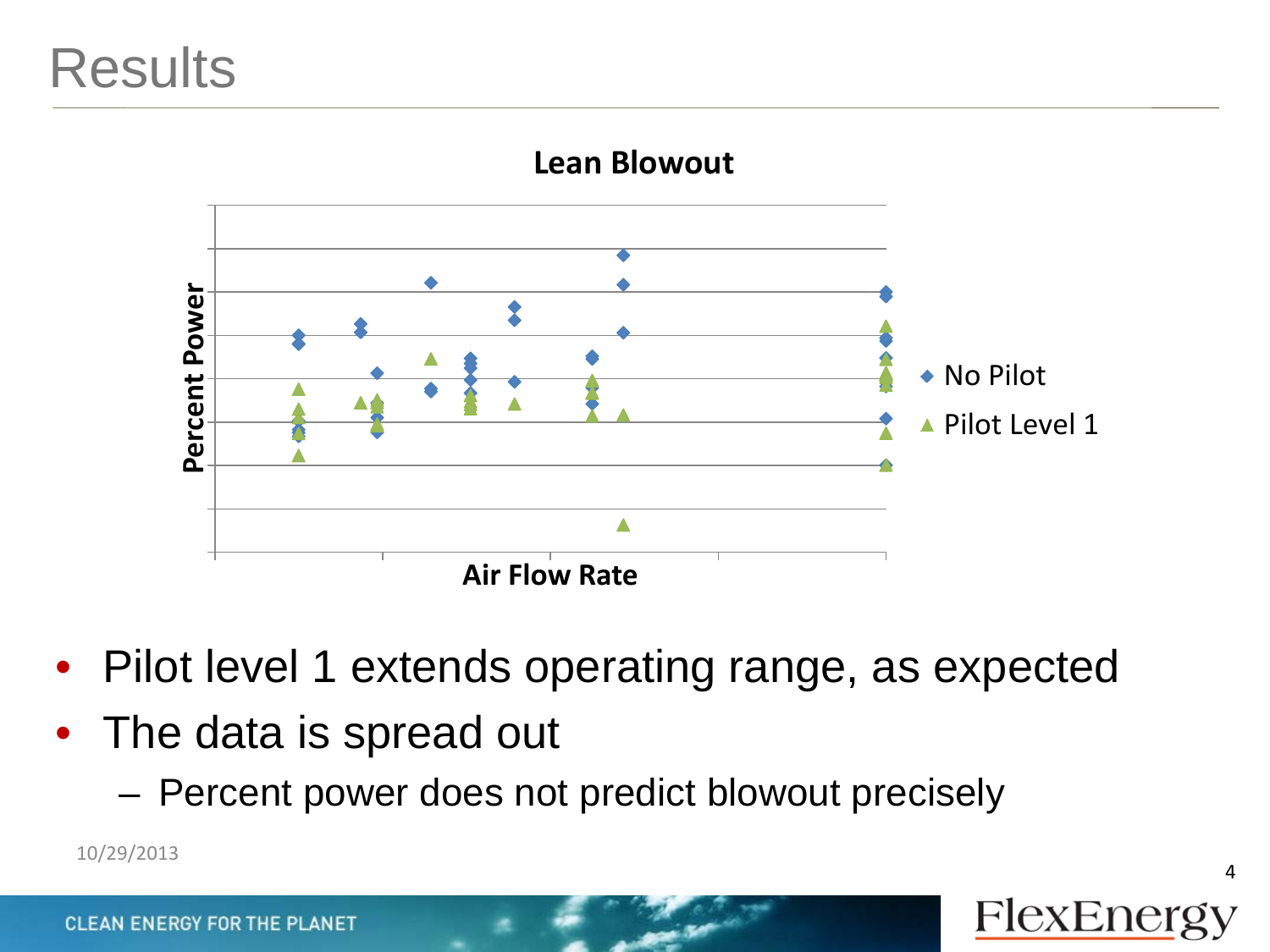# Results

**Lean Blowout**

Percent Power

Air Flow Rate

- No Pilot
- Pilot Level 1

- Pilot level 1 extends operating range, as expected
- The data is spread out
  - Percent power does not predict blowout precisely

10/29/2013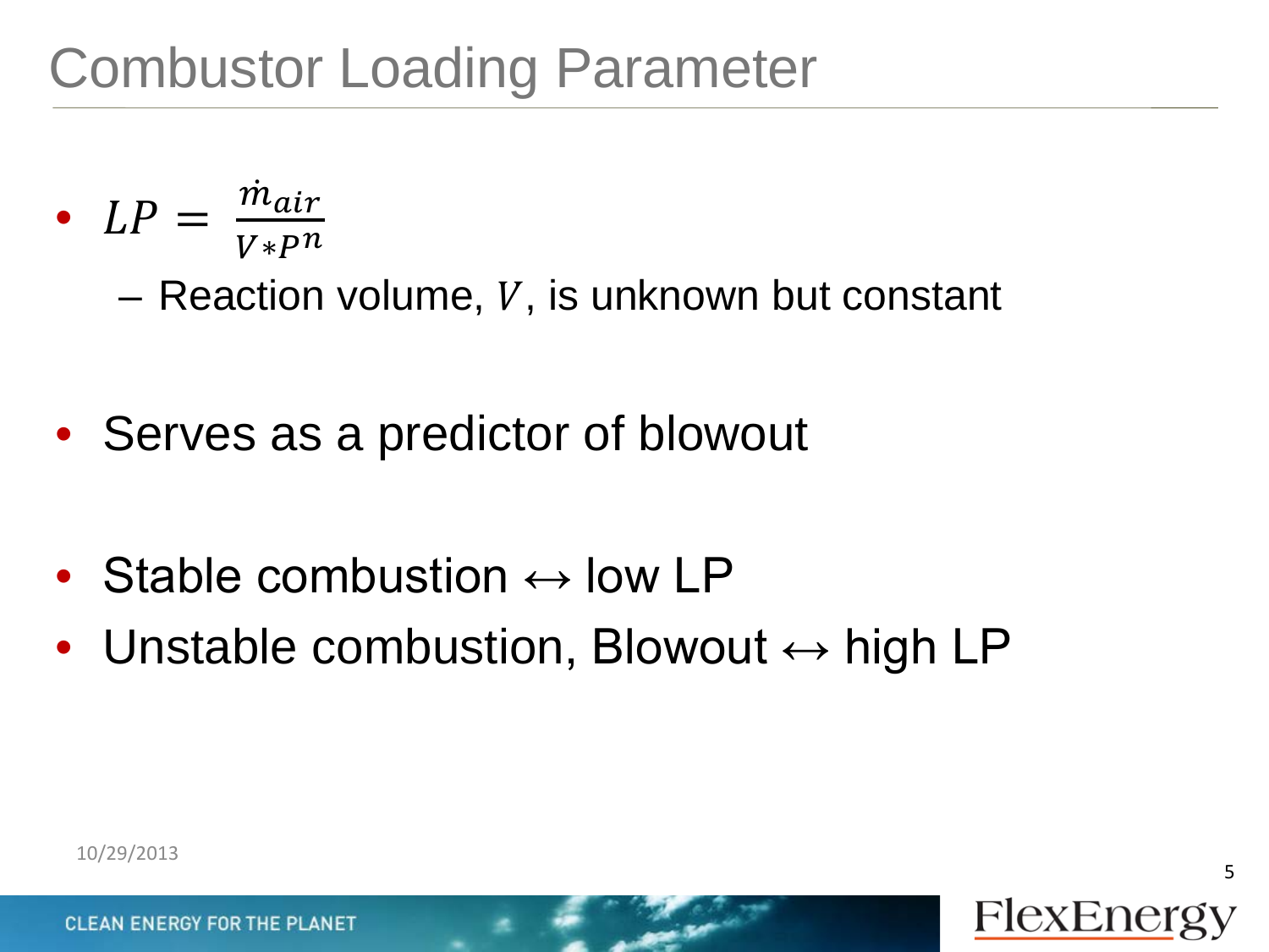# Combustor Loading Parameter

- $LP = \frac{\dot{m}_{air}}{V * P^n}$
  - Reaction volume, $V$, is unknown but constant

- Serves as a predictor of blowout

- Stable combustion ↔ low LP
- Unstable combustion, Blowout ↔ high LP

10/29/2013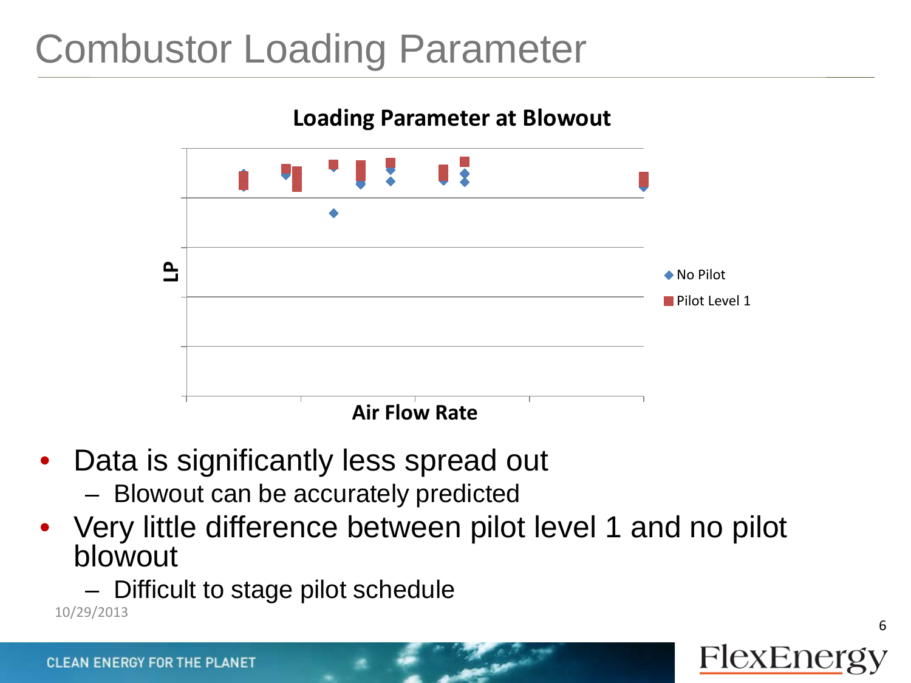# Combustor Loading Parameter

**Loading Parameter at Blowout**

LP

Air Flow Rate

◆ No Pilot
■ Pilot Level 1

- Data is significantly less spread out
  - Blowout can be accurately predicted
- Very little difference between pilot level 1 and no pilot blowout
  - Difficult to stage pilot schedule

10/29/2013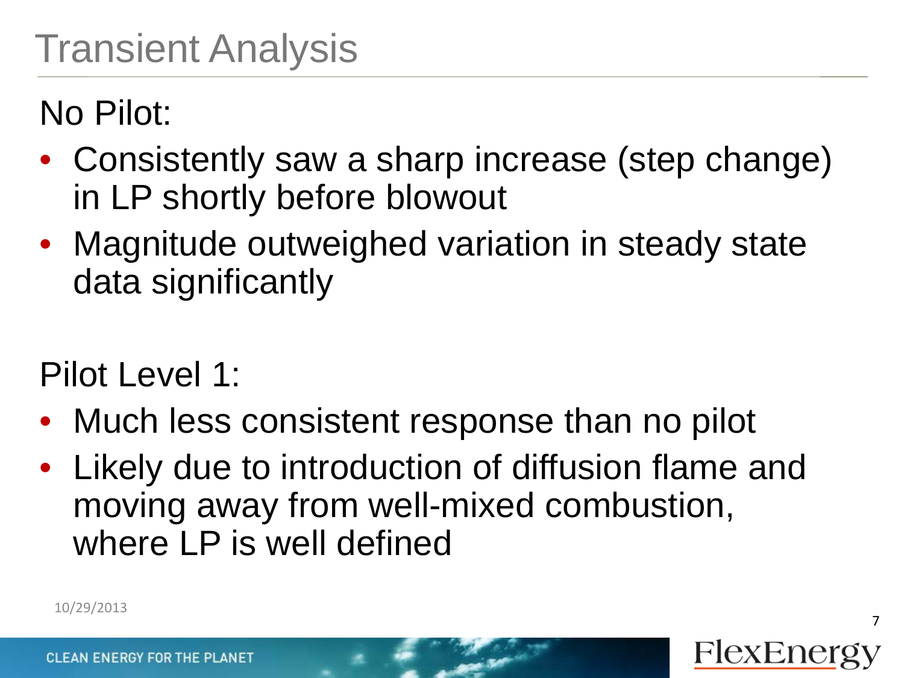# Transient Analysis

No Pilot:

- Consistently saw a sharp increase (step change) in LP shortly before blowout
- Magnitude outweighed variation in steady state data significantly

Pilot Level 1:

- Much less consistent response than no pilot
- Likely due to introduction of diffusion flame and moving away from well-mixed combustion, where LP is well defined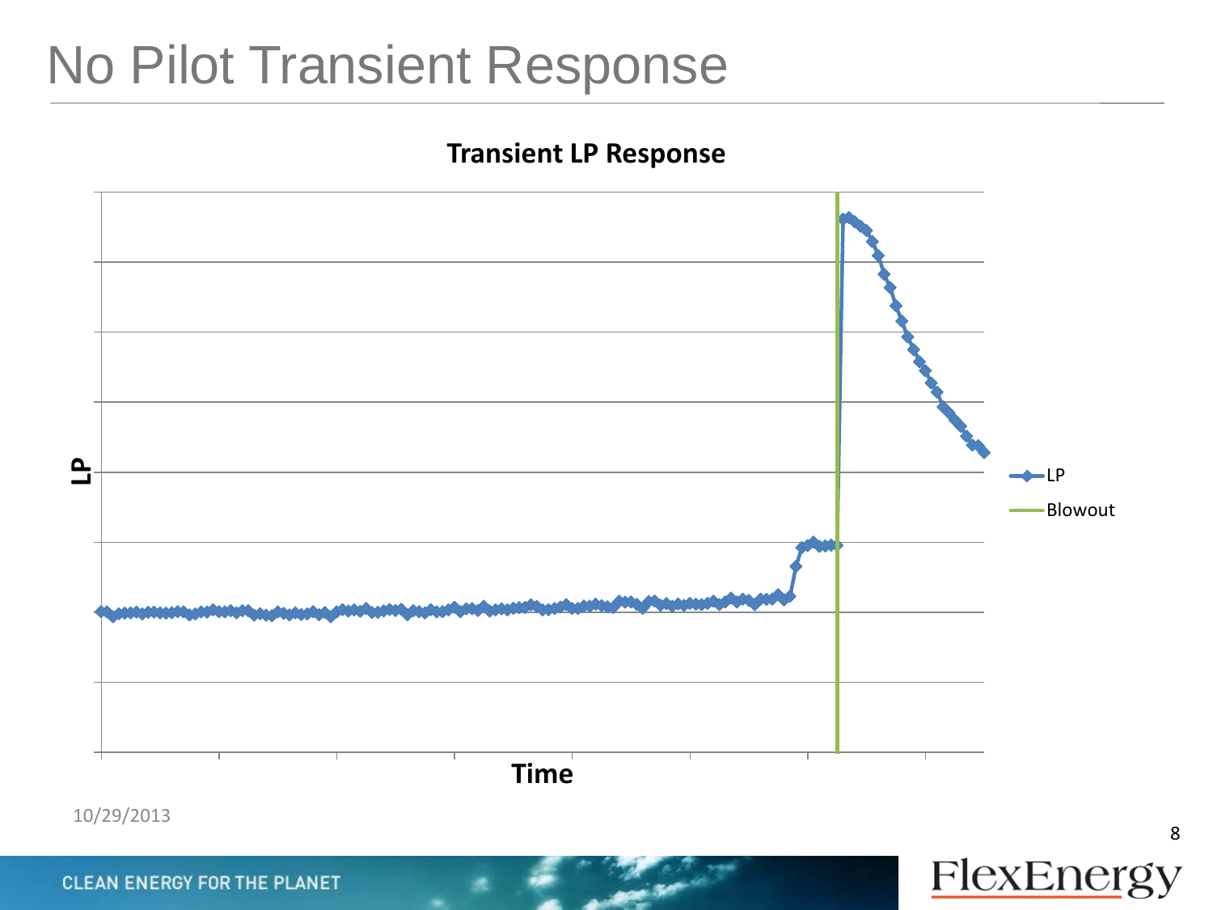# No Pilot Transient Response

**Transient LP Response**

LP

Time

LP

Blowout

10/29/2013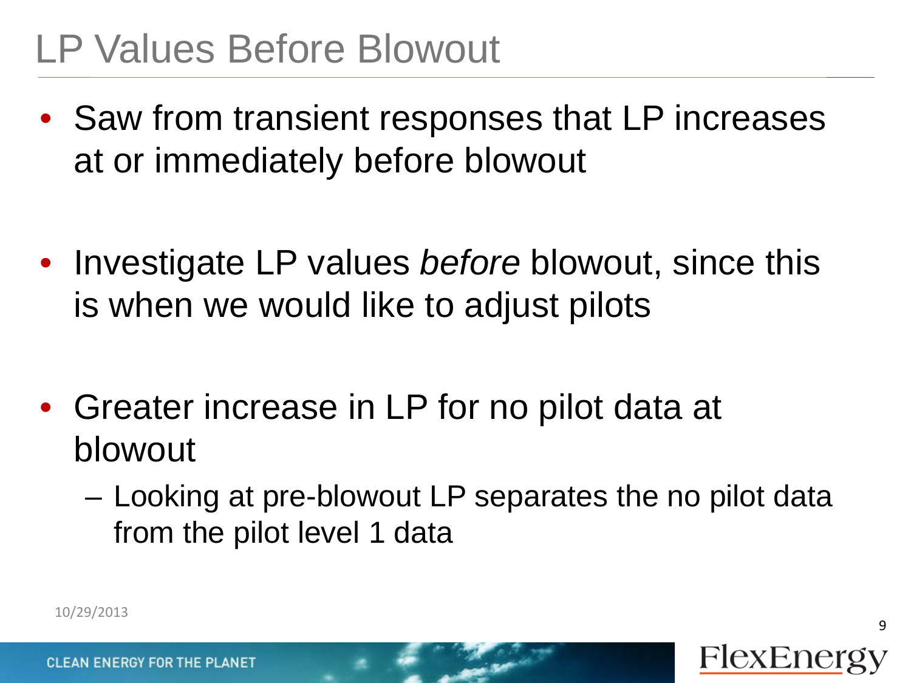# LP Values Before Blowout

- Saw from transient responses that LP increases at or immediately before blowout
- Investigate LP values *before* blowout, since this is when we would like to adjust pilots
- Greater increase in LP for no pilot data at blowout
  - Looking at pre-blowout LP separates the no pilot data from the pilot level 1 data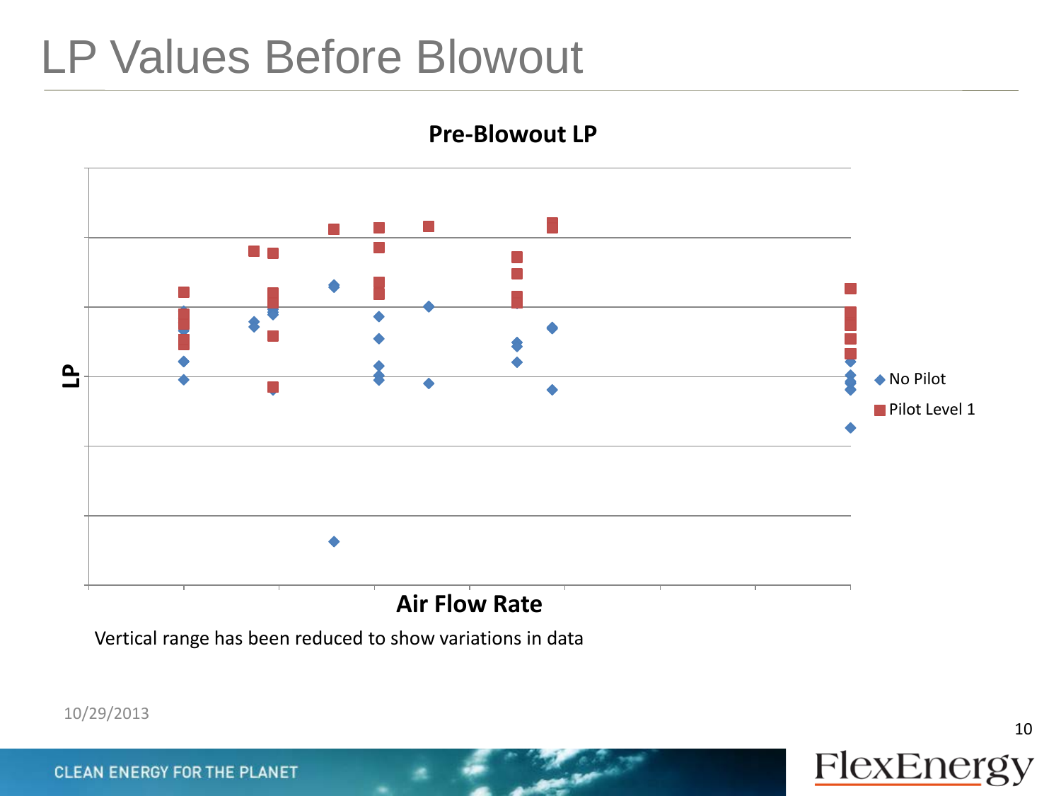# LP Values Before Blowout

**Pre-Blowout LP**

**LP**

**Air Flow Rate**

- No Pilot
- Pilot Level 1

Vertical range has been reduced to show variations in data

10/29/2013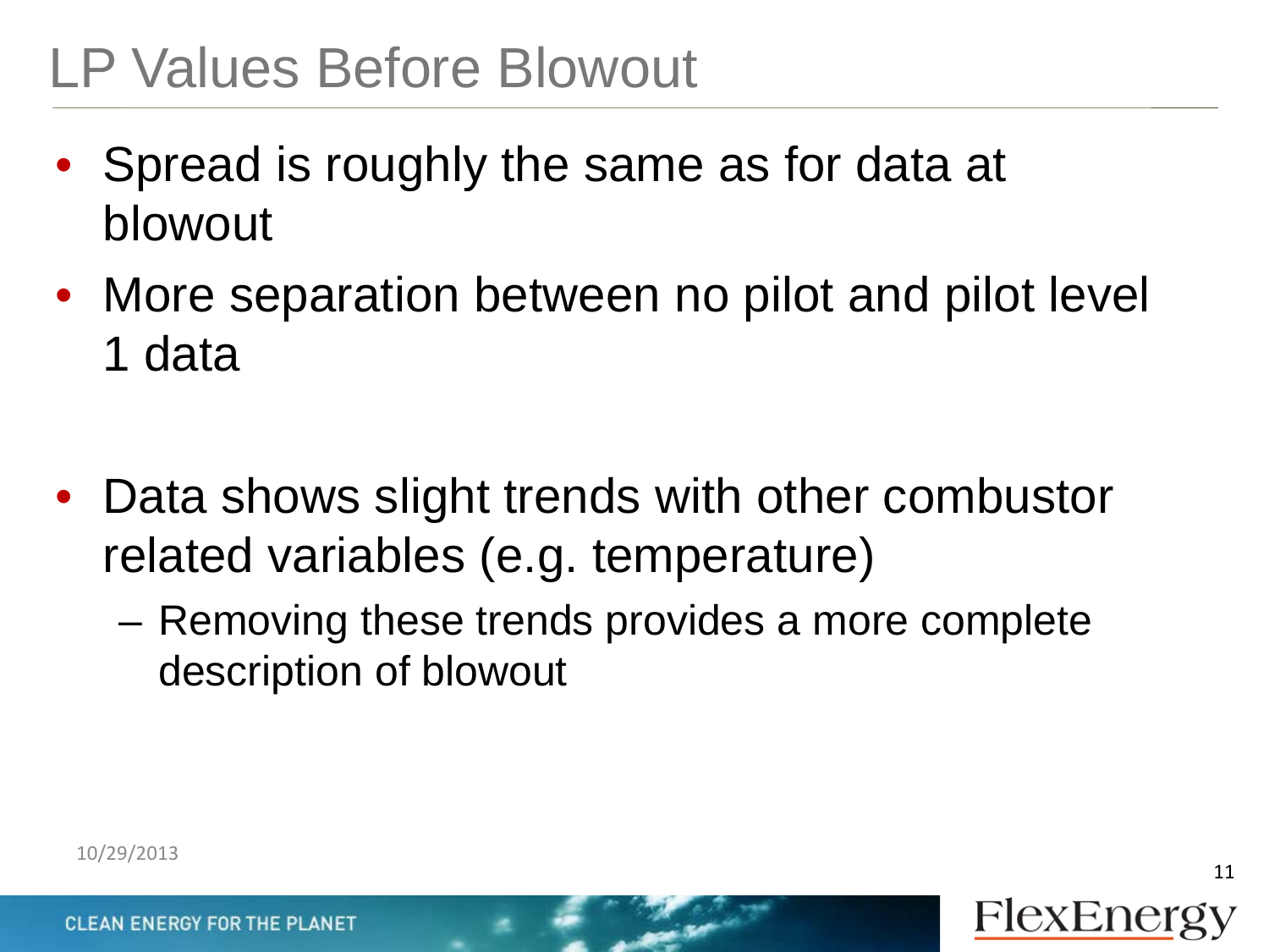# LP Values Before Blowout

- Spread is roughly the same as for data at blowout
- More separation between no pilot and pilot level 1 data

- Data shows slight trends with other combustor related variables (e.g. temperature)
  - Removing these trends provides a more complete description of blowout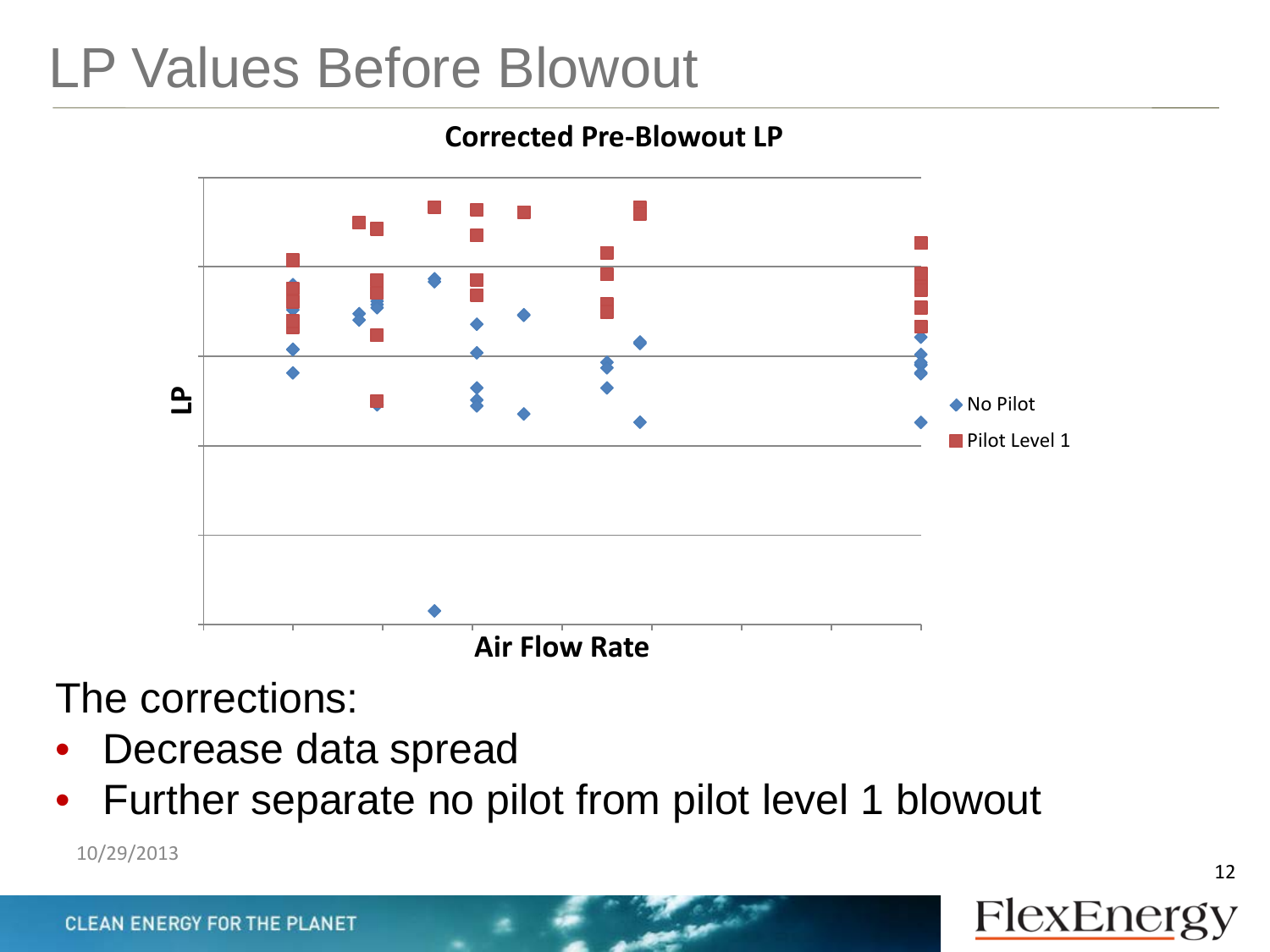# LP Values Before Blowout

**Corrected Pre-Blowout LP**

LP

Air Flow Rate

No Pilot

Pilot Level 1

The corrections:

- Decrease data spread
- Further separate no pilot from pilot level 1 blowout

10/29/2013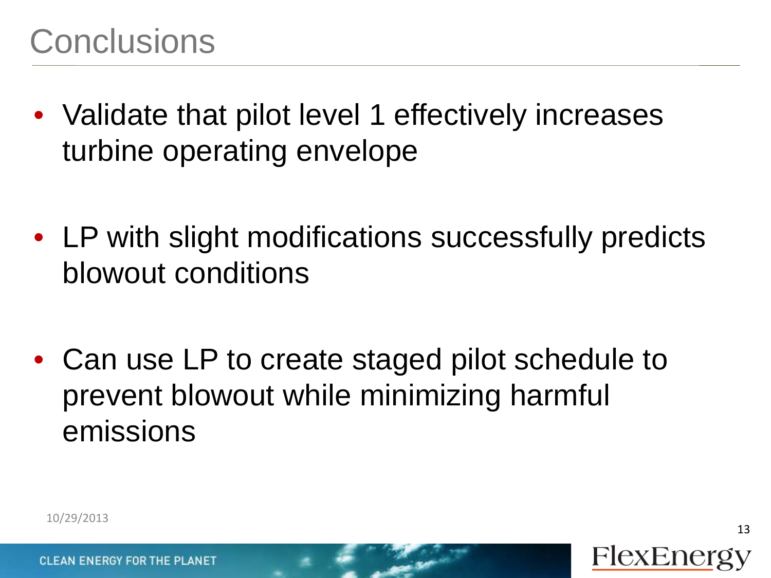# Conclusions

- Validate that pilot level 1 effectively increases turbine operating envelope
- LP with slight modifications successfully predicts blowout conditions
- Can use LP to create staged pilot schedule to prevent blowout while minimizing harmful emissions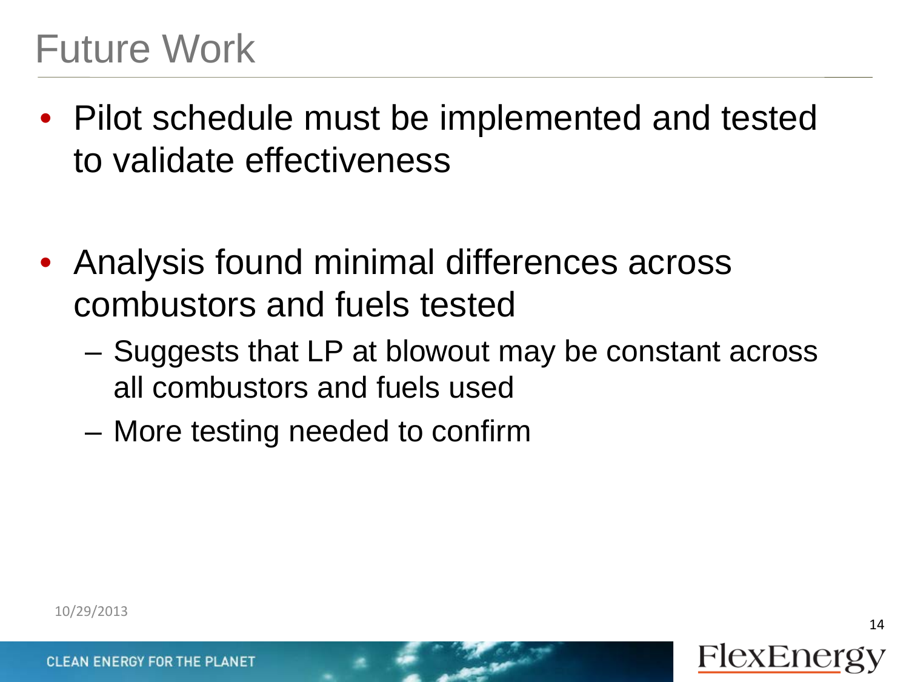# Future Work

- Pilot schedule must be implemented and tested to validate effectiveness

- Analysis found minimal differences across combustors and fuels tested
  - Suggests that LP at blowout may be constant across all combustors and fuels used
  - More testing needed to confirm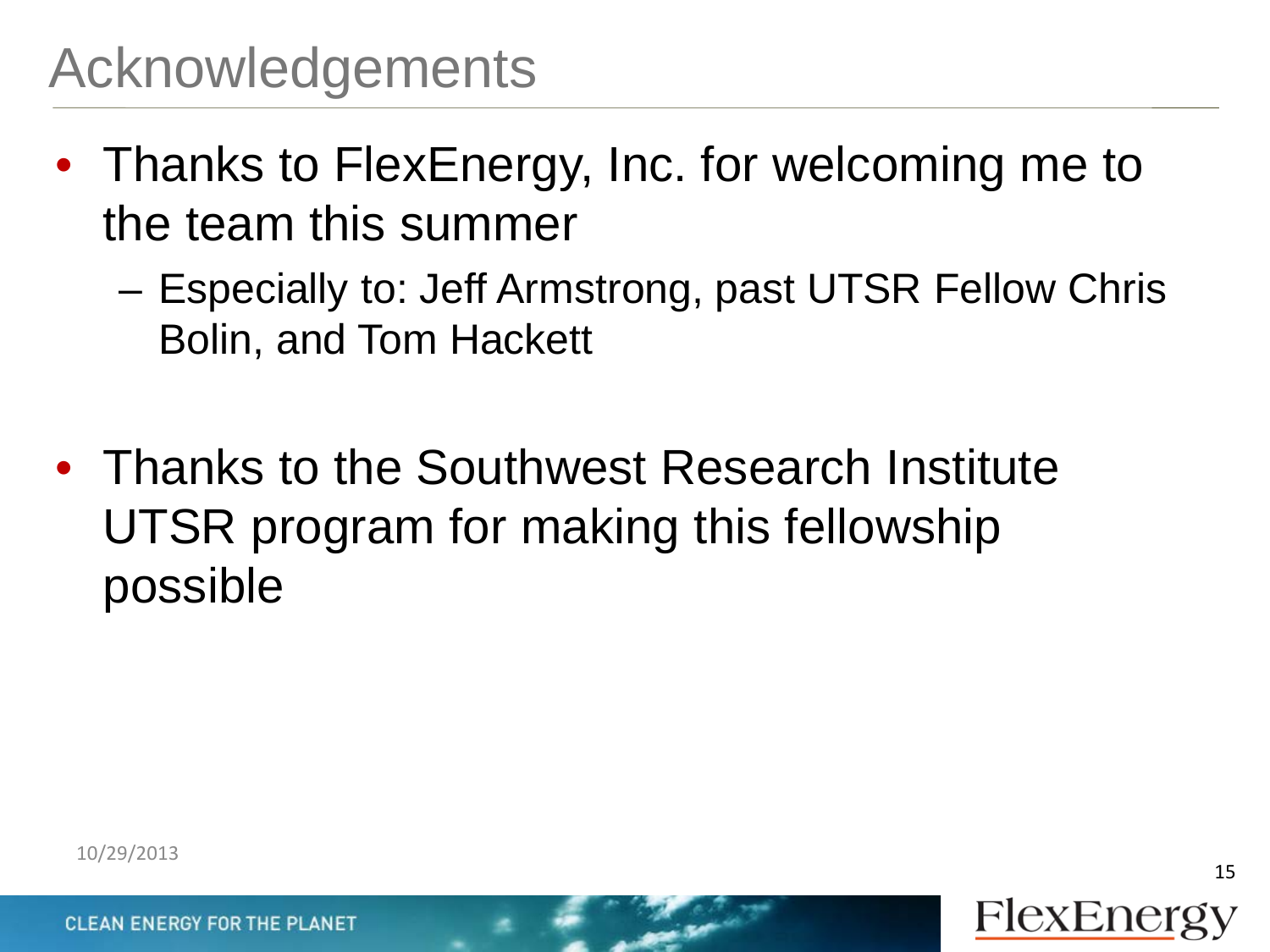# Acknowledgements

- Thanks to FlexEnergy, Inc. for welcoming me to the team this summer
  - Especially to: Jeff Armstrong, past UTSR Fellow Chris Bolin, and Tom Hackett

- Thanks to the Southwest Research Institute UTSR program for making this fellowship possible